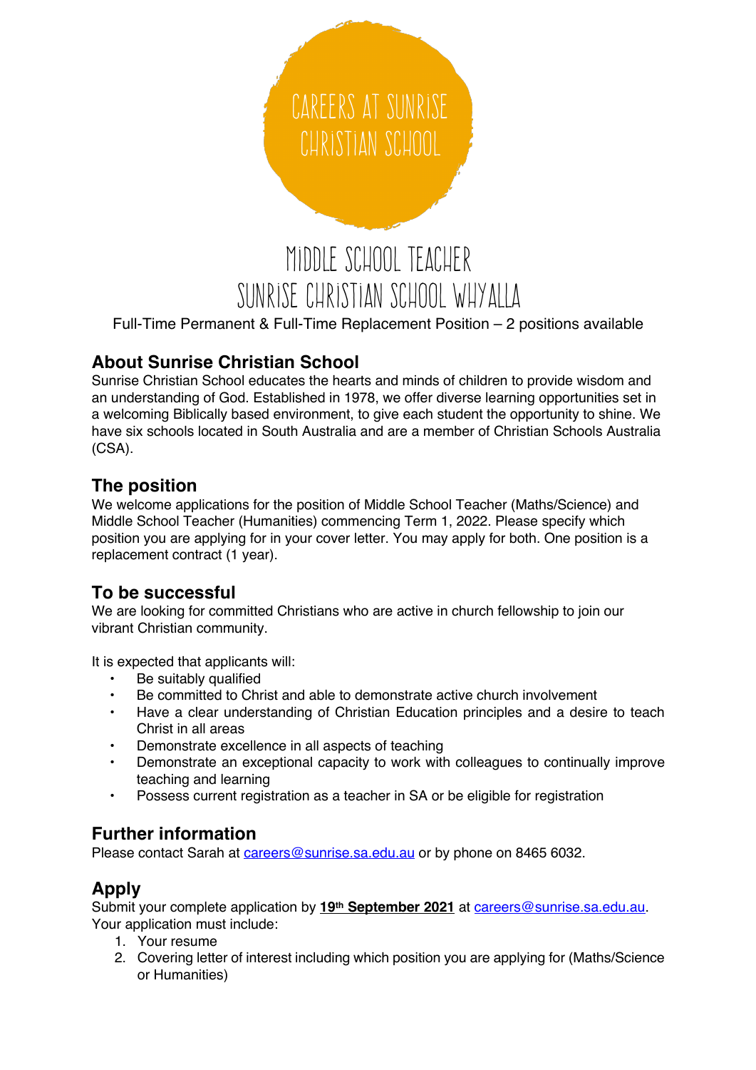# CAREERS AT SUNRISE CHRISTIAN SCHOOL

# MIDDLE SCHOOL TEACHER
# SUNRISE CHRISTIAN SCHOOL WHYALLA

Full-Time Permanent & Full-Time Replacement Position – 2 positions available

## About Sunrise Christian School

Sunrise Christian School educates the hearts and minds of children to provide wisdom and an understanding of God. Established in 1978, we offer diverse learning opportunities set in a welcoming Biblically based environment, to give each student the opportunity to shine. We have six schools located in South Australia and are a member of Christian Schools Australia (CSA).

## The position

We welcome applications for the position of Middle School Teacher (Maths/Science) and Middle School Teacher (Humanities) commencing Term 1, 2022. Please specify which position you are applying for in your cover letter. You may apply for both. One position is a replacement contract (1 year).

## To be successful

We are looking for committed Christians who are active in church fellowship to join our vibrant Christian community.

It is expected that applicants will:

- Be suitably qualified
- Be committed to Christ and able to demonstrate active church involvement
- Have a clear understanding of Christian Education principles and a desire to teach Christ in all areas
- Demonstrate excellence in all aspects of teaching
- Demonstrate an exceptional capacity to work with colleagues to continually improve teaching and learning
- Possess current registration as a teacher in SA or be eligible for registration

## Further information

Please contact Sarah at careers@sunrise.sa.edu.au or by phone on 8465 6032.

## Apply

Submit your complete application by **19th September 2021** at careers@sunrise.sa.edu.au. Your application must include:

1. Your resume
2. Covering letter of interest including which position you are applying for (Maths/Science or Humanities)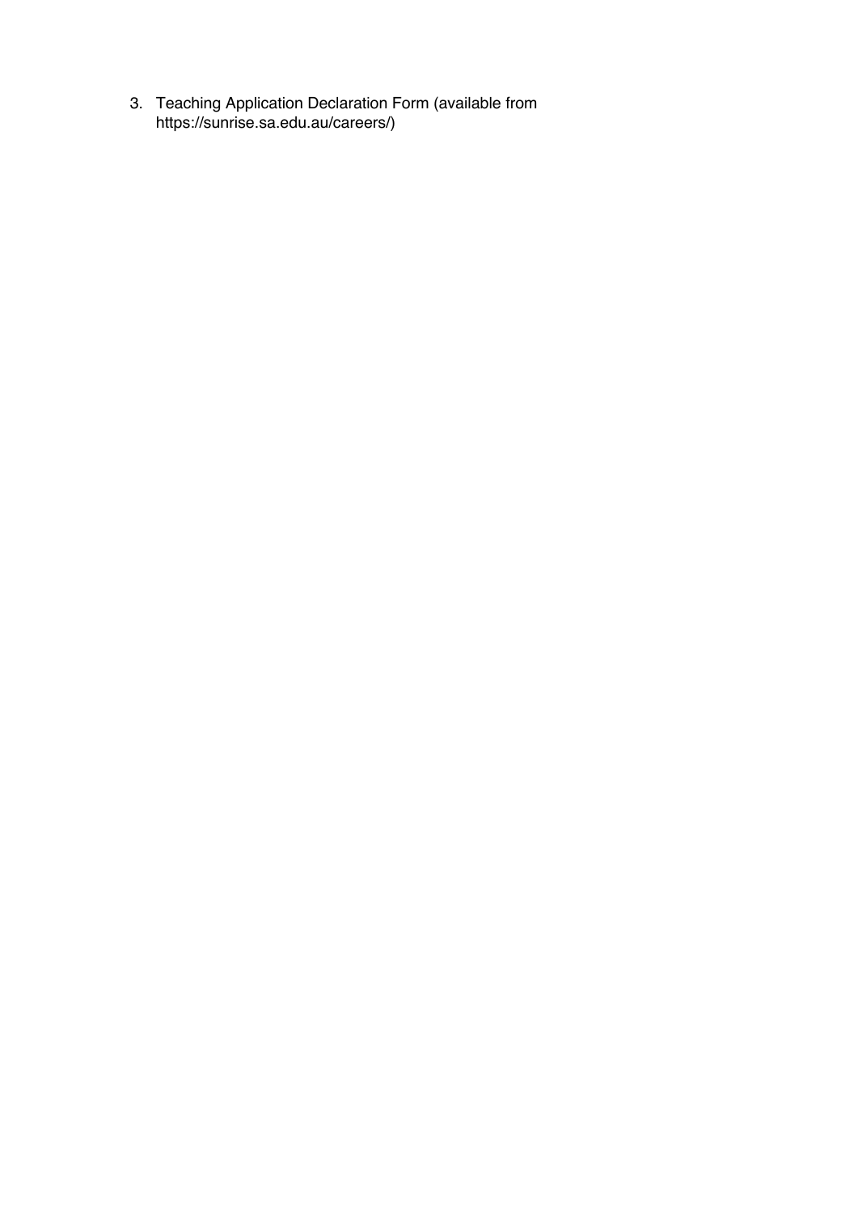3. Teaching Application Declaration Form (available from https://sunrise.sa.edu.au/careers/)